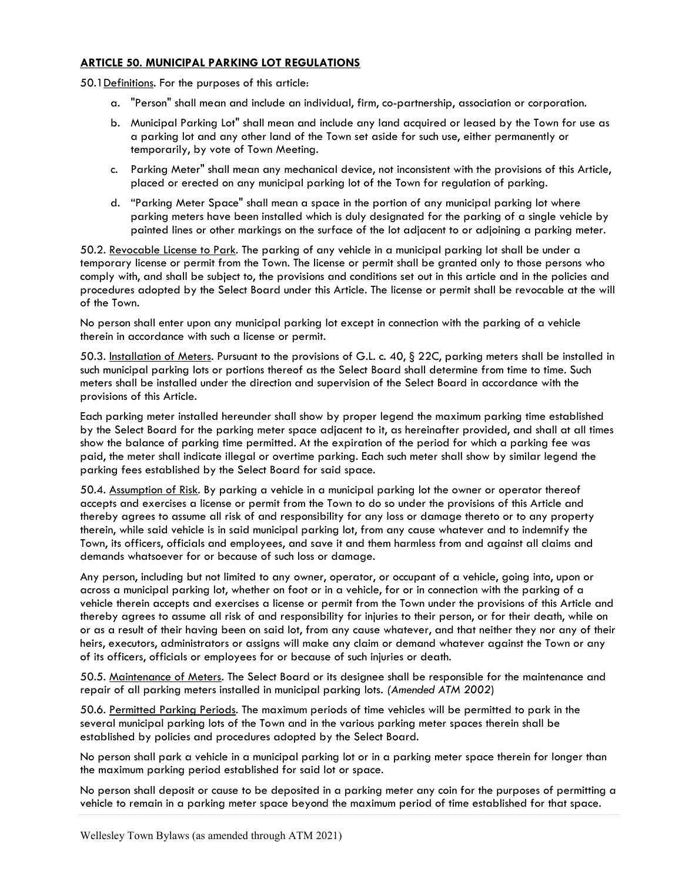## **ARTICLE 50. MUNICIPAL PARKING LOT REGULATIONS**

50.1 Definitions. For the purposes of this article:

a. "Person" shall mean and include an individual, firm, co-partnership, association or corporation.

b. Municipal Parking Lot" shall mean and include any land acquired or leased by the Town for use as a parking lot and any other land of the Town set aside for such use, either permanently or temporarily, by vote of Town Meeting.

c. Parking Meter" shall mean any mechanical device, not inconsistent with the provisions of this Article, placed or erected on any municipal parking lot of the Town for regulation of parking.

d. "Parking Meter Space" shall mean a space in the portion of any municipal parking lot where parking meters have been installed which is duly designated for the parking of a single vehicle by painted lines or other markings on the surface of the lot adjacent to or adjoining a parking meter.

50.2. Revocable License to Park. The parking of any vehicle in a municipal parking lot shall be under a temporary license or permit from the Town. The license or permit shall be granted only to those persons who comply with, and shall be subject to, the provisions and conditions set out in this article and in the policies and procedures adopted by the Select Board under this Article. The license or permit shall be revocable at the will of the Town.

No person shall enter upon any municipal parking lot except in connection with the parking of a vehicle therein in accordance with such a license or permit.

50.3. Installation of Meters. Pursuant to the provisions of G.L. c. 40, § 22C, parking meters shall be installed in such municipal parking lots or portions thereof as the Select Board shall determine from time to time. Such meters shall be installed under the direction and supervision of the Select Board in accordance with the provisions of this Article.

Each parking meter installed hereunder shall show by proper legend the maximum parking time established by the Select Board for the parking meter space adjacent to it, as hereinafter provided, and shall at all times show the balance of parking time permitted. At the expiration of the period for which a parking fee was paid, the meter shall indicate illegal or overtime parking. Each such meter shall show by similar legend the parking fees established by the Select Board for said space.

50.4. Assumption of Risk. By parking a vehicle in a municipal parking lot the owner or operator thereof accepts and exercises a license or permit from the Town to do so under the provisions of this Article and thereby agrees to assume all risk of and responsibility for any loss or damage thereto or to any property therein, while said vehicle is in said municipal parking lot, from any cause whatever and to indemnify the Town, its officers, officials and employees, and save it and them harmless from and against all claims and demands whatsoever for or because of such loss or damage.

Any person, including but not limited to any owner, operator, or occupant of a vehicle, going into, upon or across a municipal parking lot, whether on foot or in a vehicle, for or in connection with the parking of a vehicle therein accepts and exercises a license or permit from the Town under the provisions of this Article and thereby agrees to assume all risk of and responsibility for injuries to their person, or for their death, while on or as a result of their having been on said lot, from any cause whatever, and that neither they nor any of their heirs, executors, administrators or assigns will make any claim or demand whatever against the Town or any of its officers, officials or employees for or because of such injuries or death.

50.5. Maintenance of Meters. The Select Board or its designee shall be responsible for the maintenance and repair of all parking meters installed in municipal parking lots. *(Amended ATM 2002)*

50.6. Permitted Parking Periods. The maximum periods of time vehicles will be permitted to park in the several municipal parking lots of the Town and in the various parking meter spaces therein shall be established by policies and procedures adopted by the Select Board.

No person shall park a vehicle in a municipal parking lot or in a parking meter space therein for longer than the maximum parking period established for said lot or space.

No person shall deposit or cause to be deposited in a parking meter any coin for the purposes of permitting a vehicle to remain in a parking meter space beyond the maximum period of time established for that space.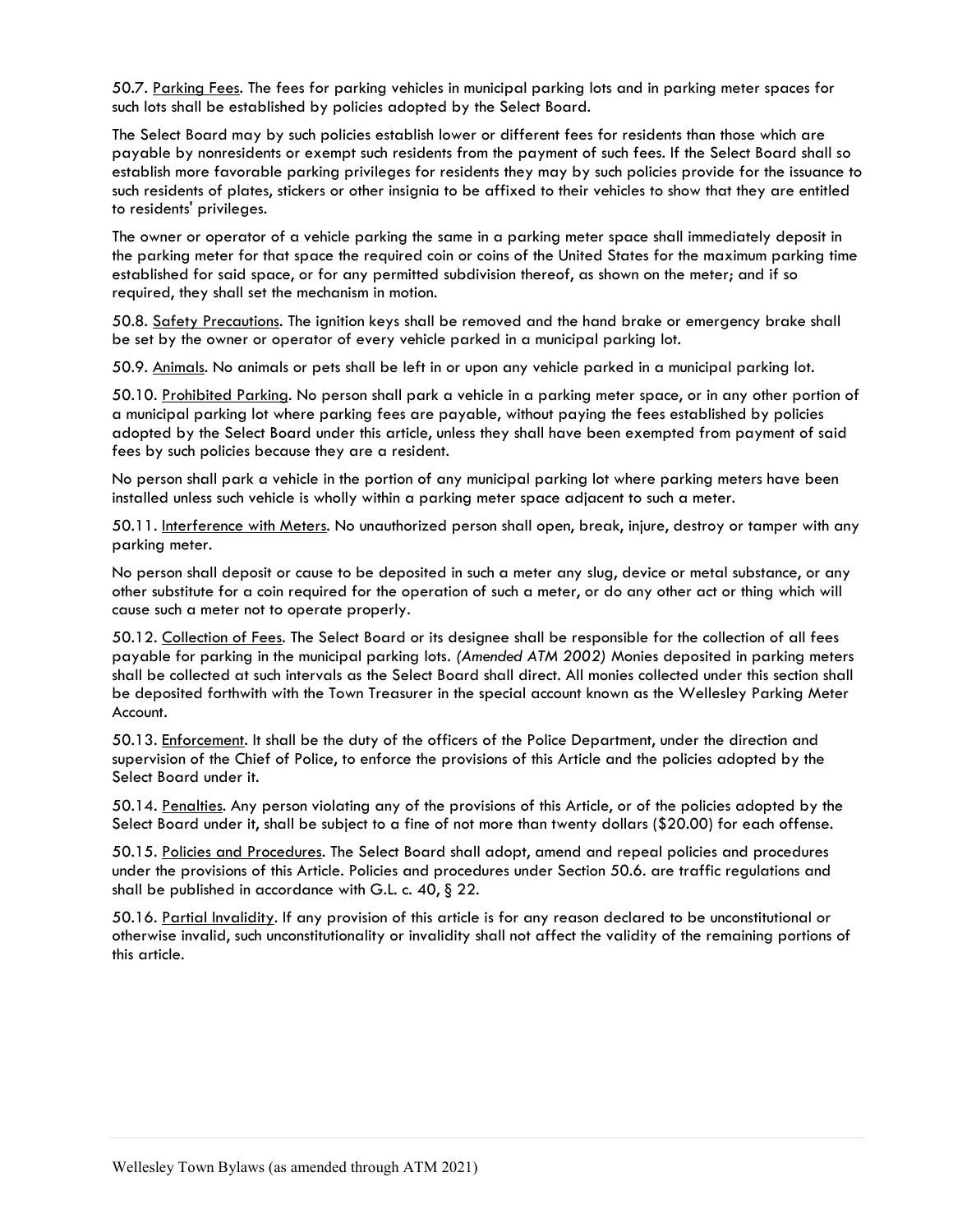50.7. Parking Fees. The fees for parking vehicles in municipal parking lots and in parking meter spaces for such lots shall be established by policies adopted by the Select Board.

The Select Board may by such policies establish lower or different fees for residents than those which are payable by nonresidents or exempt such residents from the payment of such fees. If the Select Board shall so establish more favorable parking privileges for residents they may by such policies provide for the issuance to such residents of plates, stickers or other insignia to be affixed to their vehicles to show that they are entitled to residents' privileges.

The owner or operator of a vehicle parking the same in a parking meter space shall immediately deposit in the parking meter for that space the required coin or coins of the United States for the maximum parking time established for said space, or for any permitted subdivision thereof, as shown on the meter; and if so required, they shall set the mechanism in motion.

50.8. Safety Precautions. The ignition keys shall be removed and the hand brake or emergency brake shall be set by the owner or operator of every vehicle parked in a municipal parking lot.

50.9. Animals. No animals or pets shall be left in or upon any vehicle parked in a municipal parking lot.

50.10. Prohibited Parking. No person shall park a vehicle in a parking meter space, or in any other portion of a municipal parking lot where parking fees are payable, without paying the fees established by policies adopted by the Select Board under this article, unless they shall have been exempted from payment of said fees by such policies because they are a resident.

No person shall park a vehicle in the portion of any municipal parking lot where parking meters have been installed unless such vehicle is wholly within a parking meter space adjacent to such a meter.

50.11. Interference with Meters. No unauthorized person shall open, break, injure, destroy or tamper with any parking meter.

No person shall deposit or cause to be deposited in such a meter any slug, device or metal substance, or any other substitute for a coin required for the operation of such a meter, or do any other act or thing which will cause such a meter not to operate properly.

50.12. Collection of Fees. The Select Board or its designee shall be responsible for the collection of all fees payable for parking in the municipal parking lots. *(Amended ATM 2002)* Monies deposited in parking meters shall be collected at such intervals as the Select Board shall direct. All monies collected under this section shall be deposited forthwith with the Town Treasurer in the special account known as the Wellesley Parking Meter Account.

50.13. Enforcement. It shall be the duty of the officers of the Police Department, under the direction and supervision of the Chief of Police, to enforce the provisions of this Article and the policies adopted by the Select Board under it.

50.14. Penalties. Any person violating any of the provisions of this Article, or of the policies adopted by the Select Board under it, shall be subject to a fine of not more than twenty dollars ($20.00) for each offense.

50.15. Policies and Procedures. The Select Board shall adopt, amend and repeal policies and procedures under the provisions of this Article. Policies and procedures under Section 50.6. are traffic regulations and shall be published in accordance with G.L. c. 40, § 22.

50.16. Partial Invalidity. If any provision of this article is for any reason declared to be unconstitutional or otherwise invalid, such unconstitutionality or invalidity shall not affect the validity of the remaining portions of this article.